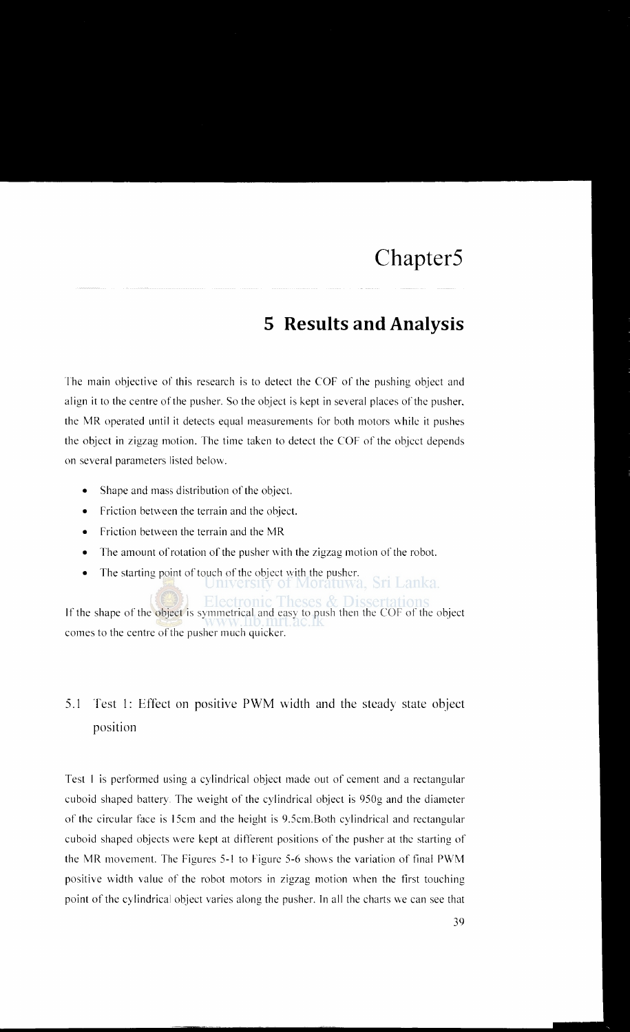# Chapter5

## 5 Results and Analysis

The main objective of this research is to detect the COF of the pushing object and align it to the centre of the pusher. So the object is kept in several places of the pusher, the MR operated until it detects equal measurements for both motors while it pushes the object in zigzag motion. The time taken to detect the COF of the object depends on several parameters listed below.

- Shape and mass distribution of the object.
- Friction between the terrain and the object.
- Friction between the terrain and the MR
- The amount of rotation of the pusher with the zigzag motion of the robot.
- The starting point of touch of the object with the pusher.

If the shape of the object is symmetrical and easy to push then the COF of the object comes to the centre of the pusher much quicker.

### 5.1 Test 1: Effect on positive PWM width and the steady state object position

Test 1 is performed using a cylindrical object made out of cement and a rectangular cuboid shaped battery. The weight of the cylindrical object is 950g and the diameter of the circular face is 15cm and the height is 9.5cm.Both cylindrical and rectangular cuboid shaped objects were kept at different positions of the pusher at the starting of the MR movement. The Figures 5-1 to Figure 5-6 shows the variation of final PWM positive width value of the robot motors in zigzag motion when the first touching point of the cylindrical object varies along the pusher. In all the charts we can see that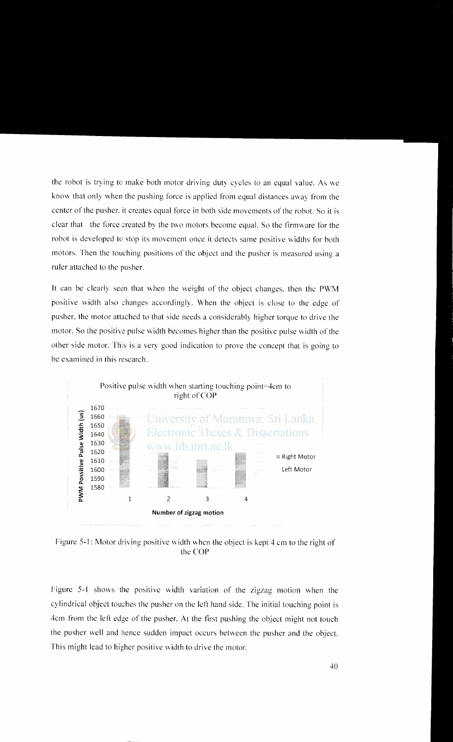the robot is trying to make both motor driving duty cycles to an equal value. As we know that only when the pushing force is applied from equal distances away from the center of the pusher, it creates equal force in both side movements of the robot. So it is clear that the force created by the two motors become equal. So the firmware for the robot is developed to stop its movement once it detects same positive widths for both motors. Then the touching positions of the object and the pusher is measured using a ruler attached to the pusher.

It can be clearly seen that when the weight of the object changes, then the PWM positive width also changes accordingly. When the object is close to the edge of pusher, the motor attached to that side needs a considerably higher torque to drive the motor. So the positive pulse width becomes higher than the positive pulse width of the other side motor. This is a very good indication to prove the concept that is going to be examined in this research.

Figure 5-1: Motor driving positive width when the object is kept 4 cm to the right of the COP

Figure 5-1 shows the positive width variation of the zigzag motion when the cylindrical object touches the pusher on the left hand side. The initial touching point is 4cm from the left edge of the pusher. At the first pushing the object might not touch the pusher well and hence sudden impact occurs between the pusher and the object. This might lead to higher positive width to drive the motor.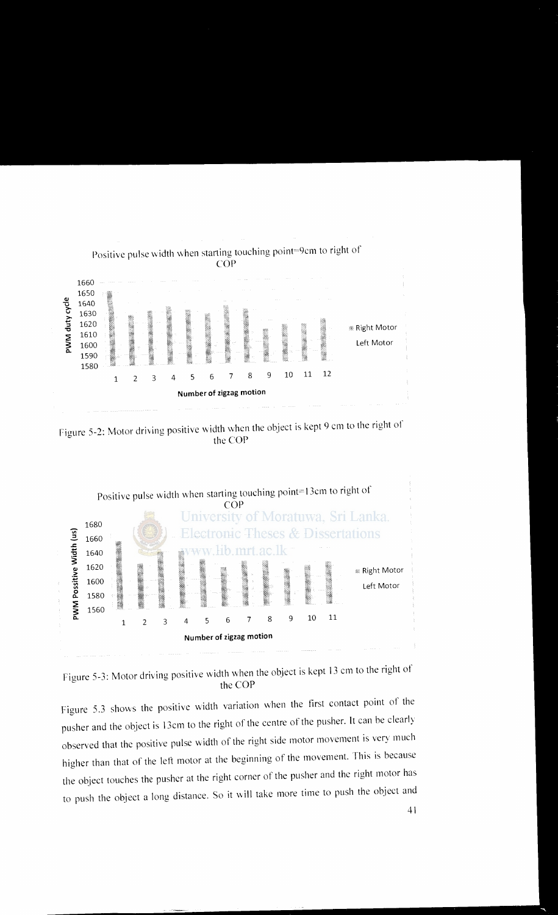Positive pulse width when starting touching point=9cm to right of COP

Figure 5-2: Motor driving positive width when the object is kept 9 cm to the right of the COP

Positive pulse width when starting touching point=13cm to right of COP

Figure 5-3: Motor driving positive width when the object is kept 13 cm to the right of the COP

Figure 5.3 shows the positive width variation when the first contact point of the pusher and the object is 13cm to the right of the centre of the pusher. It can be clearly observed that the positive pulse width of the right side motor movement is very much higher than that of the left motor at the beginning of the movement. This is because the object touches the pusher at the right corner of the pusher and the right motor has to push the object a long distance. So it will take more time to push the object and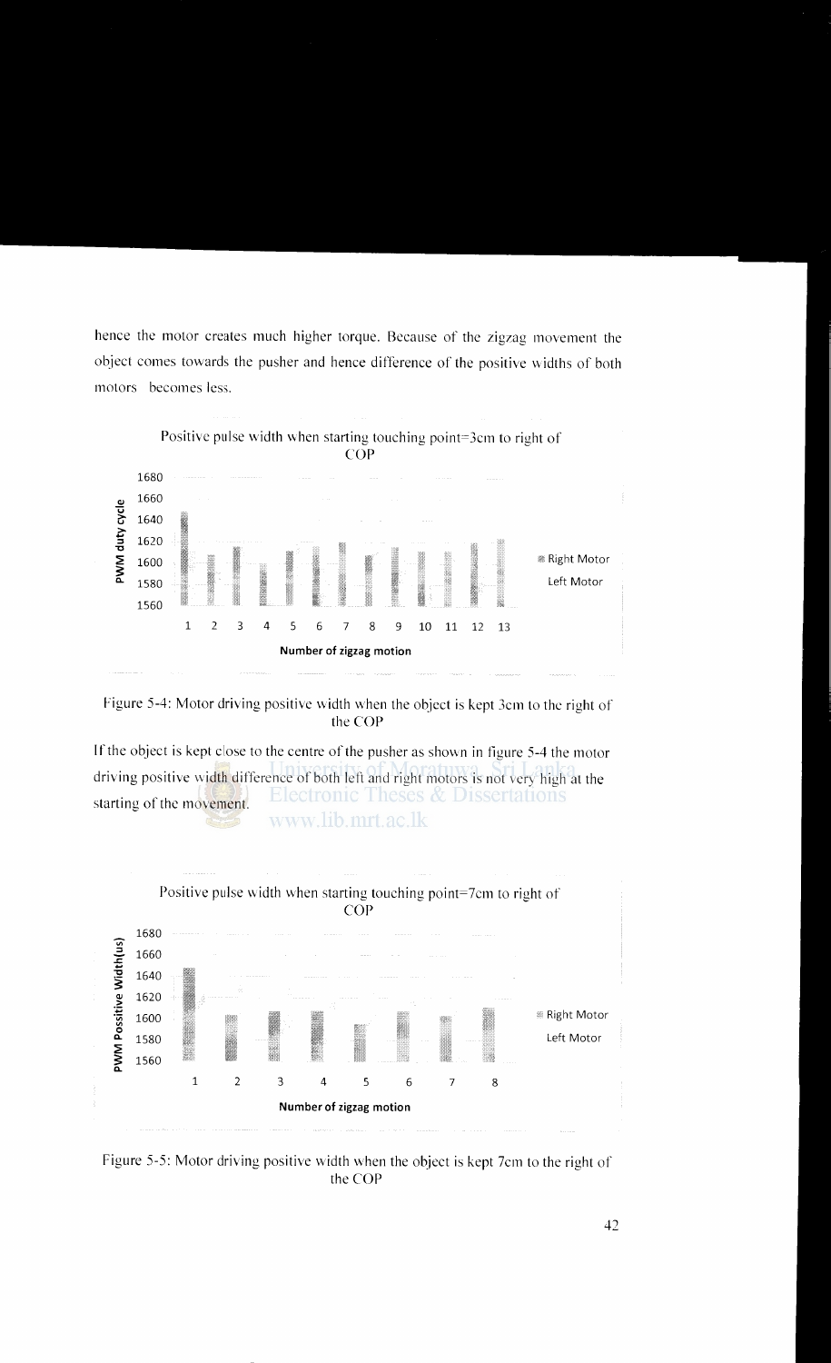hence the motor creates much higher torque. Because of the zigzag movement the object comes towards the pusher and hence difference of the positive widths of both motors becomes less.

Figure 5-4: Motor driving positive width when the object is kept 3cm to the right of the COP

If the object is kept close to the centre of the pusher as shown in figure 5-4 the motor driving positive width difference of both left and right motors is not very high at the starting of the movement.

Figure 5-5: Motor driving positive width when the object is kept 7cm to the right of the COP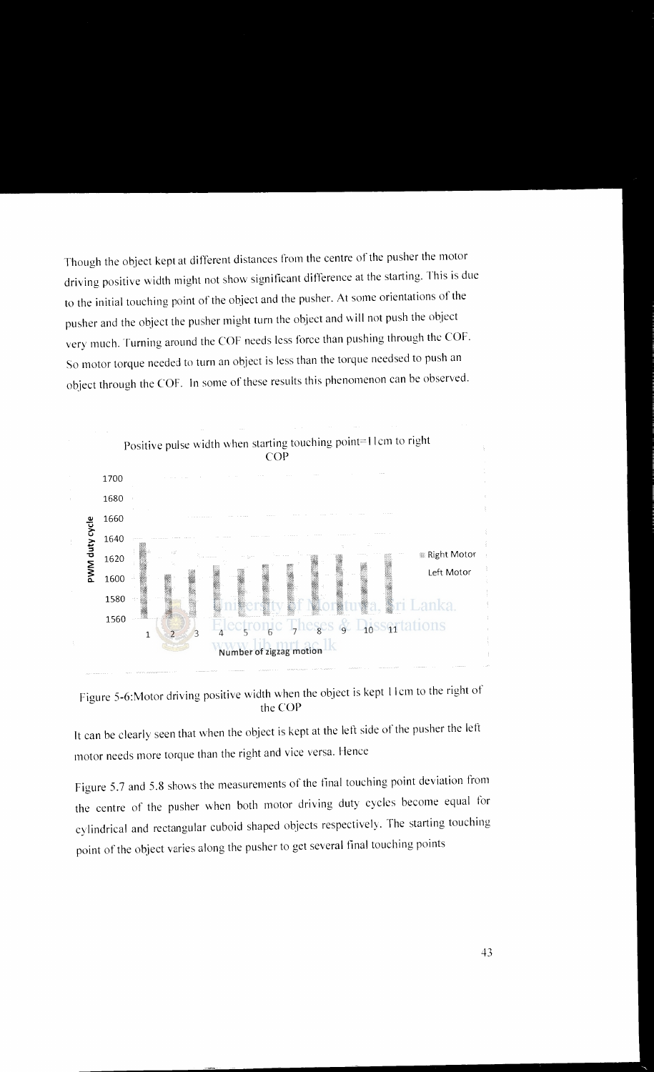Though the object kept at different distances from the centre of the pusher the motor driving positive width might not show significant difference at the starting. This is due to the initial touching point of the object and the pusher. At some orientations of the pusher and the object the pusher might turn the object and will not push the object very much. Turning around the COF needs less force than pushing through the COF. So motor torque needed to turn an object is less than the torque needsed to push an object through the COF. In some of these results this phenomenon can be observed.

Figure 5-6:Motor driving positive width when the object is kept 11cm to the right of the COP

It can be clearly seen that when the object is kept at the left side of the pusher the left motor needs more torque than the right and vice versa. Hence

Figure 5.7 and 5.8 shows the measurements of the final touching point deviation from the centre of the pusher when both motor driving duty cycles become equal for cylindrical and rectangular cuboid shaped objects respectively. The starting touching point of the object varies along the pusher to get several final touching points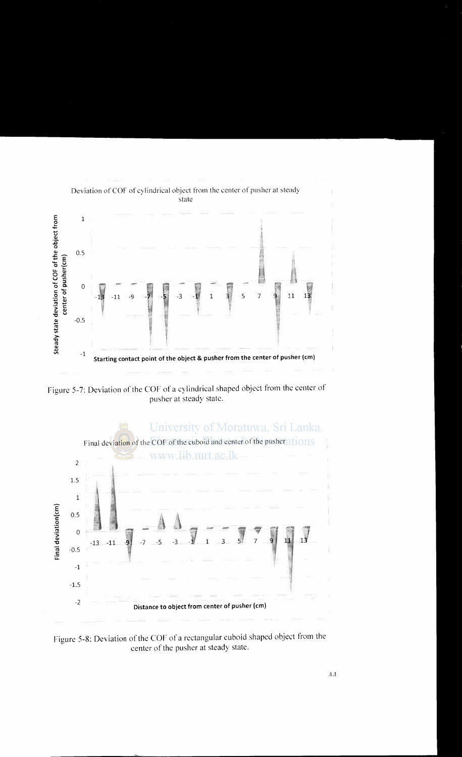Deviation of COF of cylindrical object from the center of pusher at steady state

Steady state deviation of COF of the object from center of pusher(cm)

Starting contact point of the object & pusher from the center of pusher (cm)

Figure 5-7: Deviation of the COF of a cylindrical shaped object from the center of pusher at steady state.

Final deviation of the COF of the cuboid and center of the pusher

Final deviation(cm)

Distance to object from center of pusher (cm)

Figure 5-8: Deviation of the COF of a rectangular cuboid shaped object from the center of the pusher at steady state.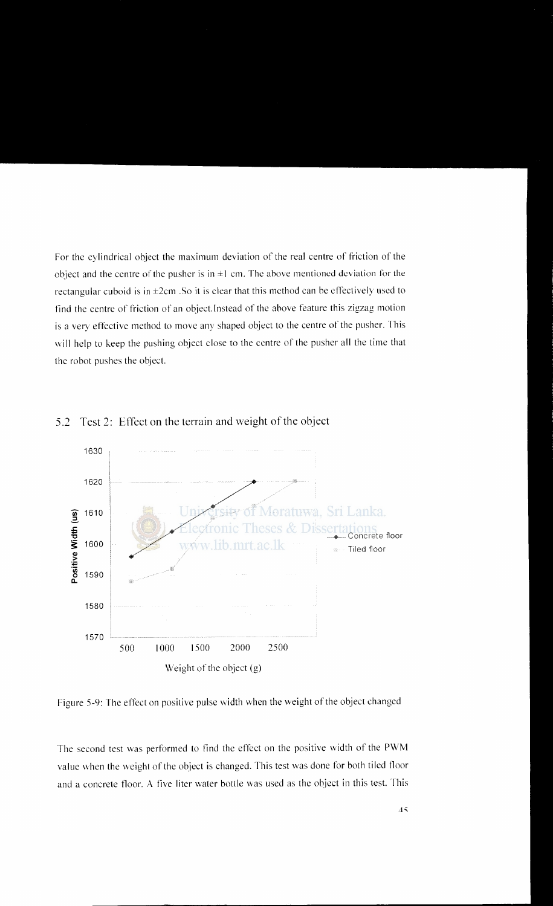For the cylindrical object the maximum deviation of the real centre of friction of the object and the centre of the pusher is in ±1 cm. The above mentioned deviation for the rectangular cuboid is in ±2cm .So it is clear that this method can be effectively used to find the centre of friction of an object.Instead of the above feature this zigzag motion is a very effective method to move any shaped object to the centre of the pusher. This will help to keep the pushing object close to the centre of the pusher all the time that the robot pushes the object.

## 5.2 Test 2: Effect on the terrain and weight of the object

Figure 5-9: The effect on positive pulse width when the weight of the object changed

The second test was performed to find the effect on the positive width of the PWM value when the weight of the object is changed. This test was done for both tiled floor and a concrete floor. A five liter water bottle was used as the object in this test. This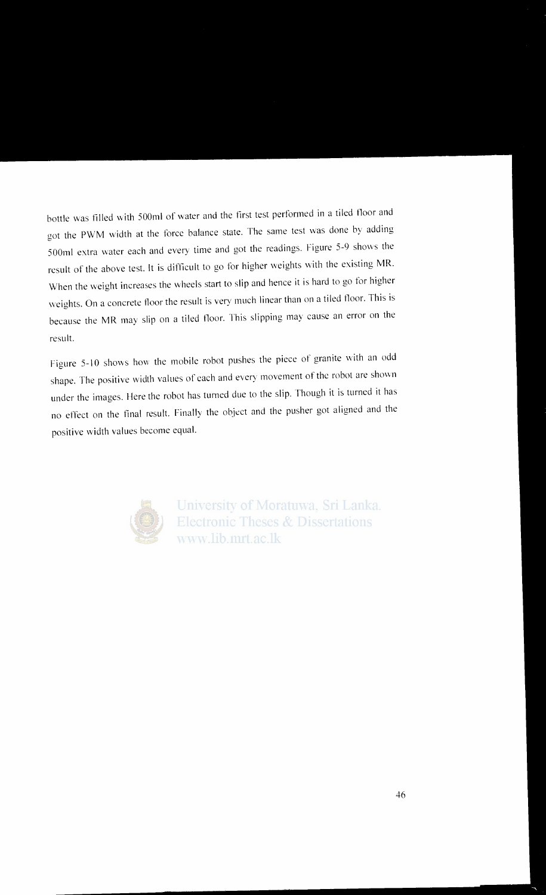bottle was filled with 500ml of water and the first test performed in a tiled floor and got the PWM width at the force balance state. The same test was done by adding 500ml extra water each and every time and got the readings. Figure 5-9 shows the result of the above test. It is difficult to go for higher weights with the existing MR. When the weight increases the wheels start to slip and hence it is hard to go for higher weights. On a concrete floor the result is very much linear than on a tiled floor. This is because the MR may slip on a tiled floor. This slipping may cause an error on the result.

Figure 5-10 shows how the mobile robot pushes the piece of granite with an odd shape. The positive width values of each and every movement of the robot are shown under the images. Here the robot has turned due to the slip. Though it is turned it has no effect on the final result. Finally the object and the pusher got aligned and the positive width values become equal.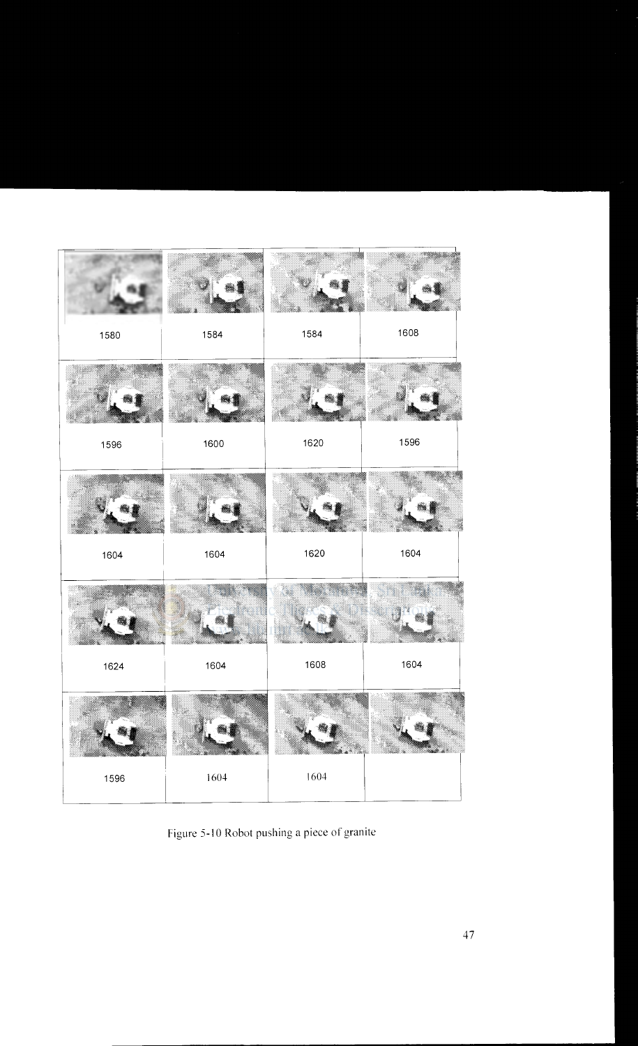| | | | |
|---|---|---|---|
| 1580 | 1584 | 1584 | 1608 |
| 1596 | 1600 | 1620 | 1596 |
| 1604 | 1604 | 1620 | 1604 |
| 1624 | 1604 | 1608 | 1604 |
| 1596 | 1604 | 1604 | |

Figure 5-10 Robot pushing a piece of granite